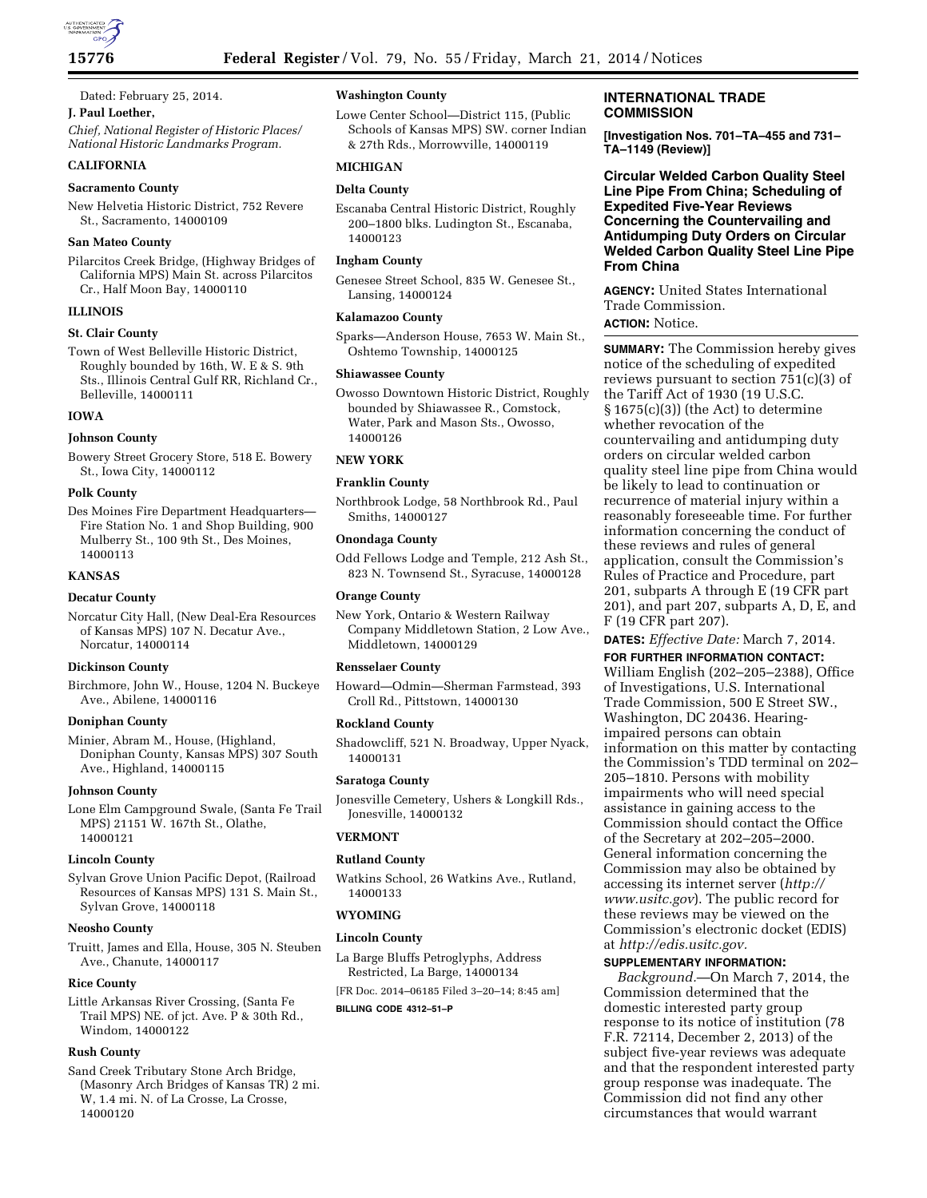Dated: February 25, 2014.

**J. Paul Loether,**

*Chief, National Register of Historic Places/ National Historic Landmarks Program.*

**CALIFORNIA**

**Sacramento County**

New Helvetia Historic District, 752 Revere St., Sacramento, 14000109

**San Mateo County**

Pilarcitos Creek Bridge, (Highway Bridges of California MPS) Main St. across Pilarcitos Cr., Half Moon Bay, 14000110

**ILLINOIS**

**St. Clair County**

Town of West Belleville Historic District, Roughly bounded by 16th, W. E & S. 9th Sts., Illinois Central Gulf RR, Richland Cr., Belleville, 14000111

**IOWA**

**Johnson County**

Bowery Street Grocery Store, 518 E. Bowery St., Iowa City, 14000112

**Polk County**

Des Moines Fire Department Headquarters—Fire Station No. 1 and Shop Building, 900 Mulberry St., 100 9th St., Des Moines, 14000113

**KANSAS**

**Decatur County**

Norcatur City Hall, (New Deal-Era Resources of Kansas MPS) 107 N. Decatur Ave., Norcatur, 14000114

**Dickinson County**

Birchmore, John W., House, 1204 N. Buckeye Ave., Abilene, 14000116

**Doniphan County**

Minier, Abram M., House, (Highland, Doniphan County, Kansas MPS) 307 South Ave., Highland, 14000115

**Johnson County**

Lone Elm Campground Swale, (Santa Fe Trail MPS) 21151 W. 167th St., Olathe, 14000121

**Lincoln County**

Sylvan Grove Union Pacific Depot, (Railroad Resources of Kansas MPS) 131 S. Main St., Sylvan Grove, 14000118

**Neosho County**

Truitt, James and Ella, House, 305 N. Steuben Ave., Chanute, 14000117

**Rice County**

Little Arkansas River Crossing, (Santa Fe Trail MPS) NE. of jct. Ave. P & 30th Rd., Windom, 14000122

**Rush County**

Sand Creek Tributary Stone Arch Bridge, (Masonry Arch Bridges of Kansas TR) 2 mi. W, 1.4 mi. N. of La Crosse, La Crosse, 14000120

**Washington County**

Lowe Center School—District 115, (Public Schools of Kansas MPS) SW. corner Indian & 27th Rds., Morrowville, 14000119

**MICHIGAN**

**Delta County**

Escanaba Central Historic District, Roughly 200–1800 blks. Ludington St., Escanaba, 14000123

**Ingham County**

Genesee Street School, 835 W. Genesee St., Lansing, 14000124

**Kalamazoo County**

Sparks—Anderson House, 7653 W. Main St., Oshtemo Township, 14000125

**Shiawassee County**

Owosso Downtown Historic District, Roughly bounded by Shiawassee R., Comstock, Water, Park and Mason Sts., Owosso, 14000126

**NEW YORK**

**Franklin County**

Northbrook Lodge, 58 Northbrook Rd., Paul Smiths, 14000127

**Onondaga County**

Odd Fellows Lodge and Temple, 212 Ash St., 823 N. Townsend St., Syracuse, 14000128

**Orange County**

New York, Ontario & Western Railway Company Middletown Station, 2 Low Ave., Middletown, 14000129

**Rensselaer County**

Howard—Odmin—Sherman Farmstead, 393 Croll Rd., Pittstown, 14000130

**Rockland County**

Shadowcliff, 521 N. Broadway, Upper Nyack, 14000131

**Saratoga County**

Jonesville Cemetery, Ushers & Longkill Rds., Jonesville, 14000132

**VERMONT**

**Rutland County**

Watkins School, 26 Watkins Ave., Rutland, 14000133

**WYOMING**

**Lincoln County**

La Barge Bluffs Petroglyphs, Address Restricted, La Barge, 14000134

[FR Doc. 2014–06185 Filed 3–20–14; 8:45 am]

**BILLING CODE 4312–51–P**

## INTERNATIONAL TRADE COMMISSION

**[Investigation Nos. 701–TA–455 and 731–TA–1149 (Review)]**

## Circular Welded Carbon Quality Steel Line Pipe From China; Scheduling of Expedited Five-Year Reviews Concerning the Countervailing and Antidumping Duty Orders on Circular Welded Carbon Quality Steel Line Pipe From China

**AGENCY:** United States International Trade Commission.

**ACTION:** Notice.

**SUMMARY:** The Commission hereby gives notice of the scheduling of expedited reviews pursuant to section 751(c)(3) of the Tariff Act of 1930 (19 U.S.C. § 1675(c)(3)) (the Act) to determine whether revocation of the countervailing and antidumping duty orders on circular welded carbon quality steel line pipe from China would be likely to lead to continuation or recurrence of material injury within a reasonably foreseeable time. For further information concerning the conduct of these reviews and rules of general application, consult the Commission's Rules of Practice and Procedure, part 201, subparts A through E (19 CFR part 201), and part 207, subparts A, D, E, and F (19 CFR part 207).

**DATES:** *Effective Date:* March 7, 2014.

**FOR FURTHER INFORMATION CONTACT:** William English (202–205–2388), Office of Investigations, U.S. International Trade Commission, 500 E Street SW., Washington, DC 20436. Hearing-impaired persons can obtain information on this matter by contacting the Commission's TDD terminal on 202–205–1810. Persons with mobility impairments who will need special assistance in gaining access to the Commission should contact the Office of the Secretary at 202–205–2000. General information concerning the Commission may also be obtained by accessing its internet server (*http://www.usitc.gov*). The public record for these reviews may be viewed on the Commission's electronic docket (EDIS) at *http://edis.usitc.gov.*

**SUPPLEMENTARY INFORMATION:**

*Background.*—On March 7, 2014, the Commission determined that the domestic interested party group response to its notice of institution (78 F.R. 72114, December 2, 2013) of the subject five-year reviews was adequate and that the respondent interested party group response was inadequate. The Commission did not find any other circumstances that would warrant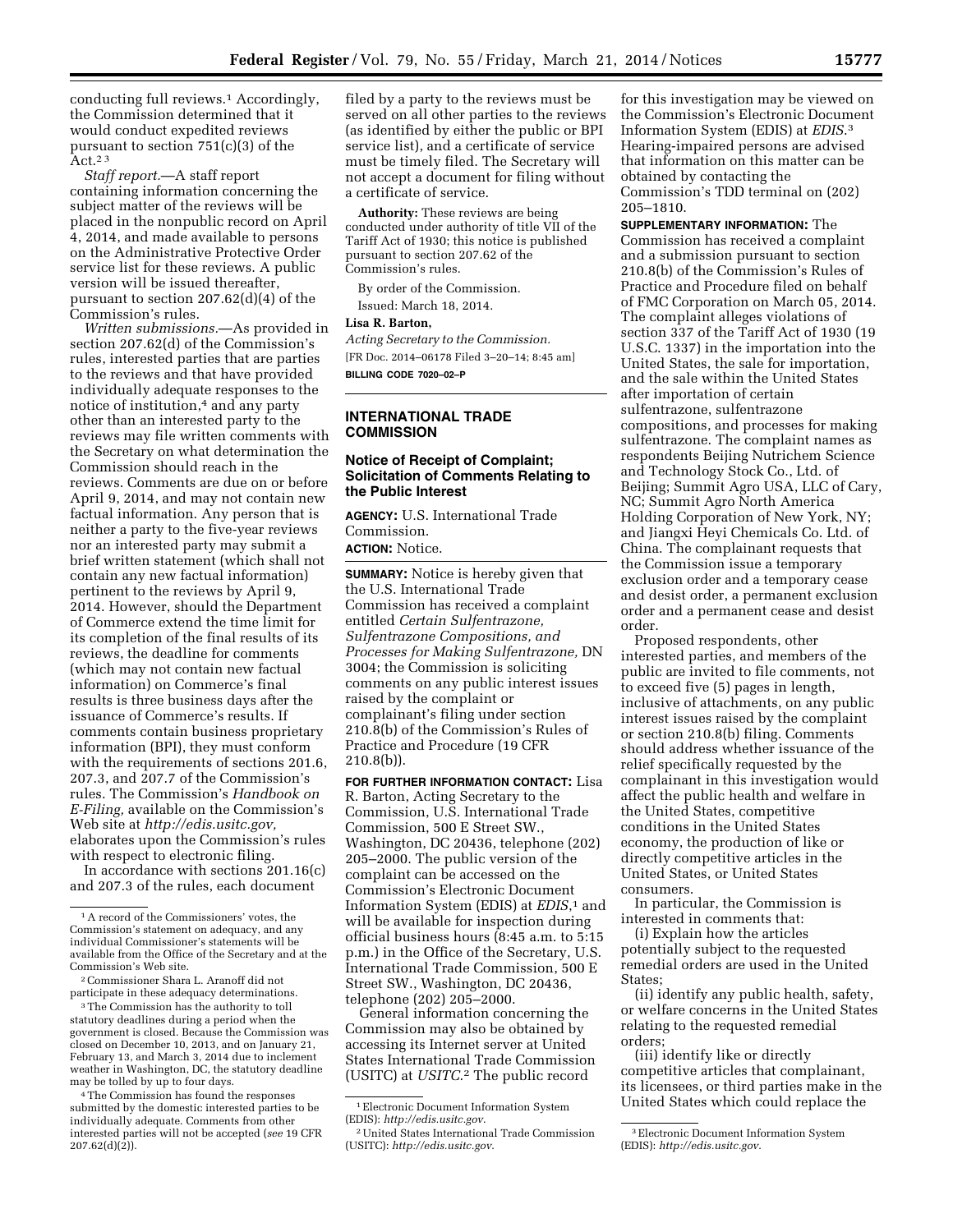conducting full reviews.[1] Accordingly, the Commission determined that it would conduct expedited reviews pursuant to section 751(c)(3) of the Act.[2] [3]

*Staff report.*—A staff report containing information concerning the subject matter of the reviews will be placed in the nonpublic record on April 4, 2014, and made available to persons on the Administrative Protective Order service list for these reviews. A public version will be issued thereafter, pursuant to section 207.62(d)(4) of the Commission's rules.

*Written submissions.*—As provided in section 207.62(d) of the Commission's rules, interested parties that are parties to the reviews and that have provided individually adequate responses to the notice of institution,[4] and any party other than an interested party to the reviews may file written comments with the Secretary on what determination the Commission should reach in the reviews. Comments are due on or before April 9, 2014, and may not contain new factual information. Any person that is neither a party to the five-year reviews nor an interested party may submit a brief written statement (which shall not contain any new factual information) pertinent to the reviews by April 9, 2014. However, should the Department of Commerce extend the time limit for its completion of the final results of its reviews, the deadline for comments (which may not contain new factual information) on Commerce's final results is three business days after the issuance of Commerce's results. If comments contain business proprietary information (BPI), they must conform with the requirements of sections 201.6, 207.3, and 207.7 of the Commission's rules. The Commission's *Handbook on E-Filing,* available on the Commission's Web site at *http://edis.usitc.gov,* elaborates upon the Commission's rules with respect to electronic filing.

In accordance with sections 201.16(c) and 207.3 of the rules, each document filed by a party to the reviews must be served on all other parties to the reviews (as identified by either the public or BPI service list), and a certificate of service must be timely filed. The Secretary will not accept a document for filing without a certificate of service.

[1] A record of the Commissioners' votes, the Commission's statement on adequacy, and any individual Commissioner's statements will be available from the Office of the Secretary and at the Commission's Web site.

[2] Commissioner Shara L. Aranoff did not participate in these adequacy determinations.

[3] The Commission has the authority to toll statutory deadlines during a period when the government is closed. Because the Commission was closed on December 10, 2013, and on January 21, February 13, and March 3, 2014 due to inclement weather in Washington, DC, the statutory deadline may be tolled by up to four days.

[4] The Commission has found the responses submitted by the domestic interested parties to be individually adequate. Comments from other interested parties will not be accepted (*see* 19 CFR 207.62(d)(2)).

**Authority:** These reviews are being conducted under authority of title VII of the Tariff Act of 1930; this notice is published pursuant to section 207.62 of the Commission's rules.

By order of the Commission.

Issued: March 18, 2014.

**Lisa R. Barton,**

*Acting Secretary to the Commission.*

[FR Doc. 2014–06178 Filed 3–20–14; 8:45 am]

**BILLING CODE 7020–02–P**

---

## INTERNATIONAL TRADE COMMISSION

### Notice of Receipt of Complaint; Solicitation of Comments Relating to the Public Interest

**AGENCY:** U.S. International Trade Commission.

**ACTION:** Notice.

**SUMMARY:** Notice is hereby given that the U.S. International Trade Commission has received a complaint entitled *Certain Sulfentrazone, Sulfentrazone Compositions, and Processes for Making Sulfentrazone,* DN 3004; the Commission is soliciting comments on any public interest issues raised by the complaint or complainant's filing under section 210.8(b) of the Commission's Rules of Practice and Procedure (19 CFR 210.8(b)).

**FOR FURTHER INFORMATION CONTACT:** Lisa R. Barton, Acting Secretary to the Commission, U.S. International Trade Commission, 500 E Street SW., Washington, DC 20436, telephone (202) 205–2000. The public version of the complaint can be accessed on the Commission's Electronic Document Information System (EDIS) at *EDIS*,[1] and will be available for inspection during official business hours (8:45 a.m. to 5:15 p.m.) in the Office of the Secretary, U.S. International Trade Commission, 500 E Street SW., Washington, DC 20436, telephone (202) 205–2000.

General information concerning the Commission may also be obtained by accessing its Internet server at United States International Trade Commission (USITC) at *USITC*.[2] The public record for this investigation may be viewed on the Commission's Electronic Document Information System (EDIS) at *EDIS*.[3] Hearing-impaired persons are advised that information on this matter can be obtained by contacting the Commission's TDD terminal on (202) 205–1810.

[1] Electronic Document Information System (EDIS): *http://edis.usitc.gov*.

[2] United States International Trade Commission (USITC): *http://edis.usitc.gov*.

**SUPPLEMENTARY INFORMATION:** The Commission has received a complaint and a submission pursuant to section 210.8(b) of the Commission's Rules of Practice and Procedure filed on behalf of FMC Corporation on March 05, 2014. The complaint alleges violations of section 337 of the Tariff Act of 1930 (19 U.S.C. 1337) in the importation into the United States, the sale for importation, and the sale within the United States after importation of certain sulfentrazone, sulfentrazone compositions, and processes for making sulfentrazone. The complaint names as respondents Beijing Nutrichem Science and Technology Stock Co., Ltd. of Beijing; Summit Agro USA, LLC of Cary, NC; Summit Agro North America Holding Corporation of New York, NY; and Jiangxi Heyi Chemicals Co. Ltd. of China. The complainant requests that the Commission issue a temporary exclusion order and a temporary cease and desist order, a permanent exclusion order and a permanent cease and desist order.

Proposed respondents, other interested parties, and members of the public are invited to file comments, not to exceed five (5) pages in length, inclusive of attachments, on any public interest issues raised by the complaint or section 210.8(b) filing. Comments should address whether issuance of the relief specifically requested by the complainant in this investigation would affect the public health and welfare in the United States, competitive conditions in the United States economy, the production of like or directly competitive articles in the United States, or United States consumers.

In particular, the Commission is interested in comments that:

(i) Explain how the articles potentially subject to the requested remedial orders are used in the United States;

(ii) identify any public health, safety, or welfare concerns in the United States relating to the requested remedial orders;

(iii) identify like or directly competitive articles that complainant, its licensees, or third parties make in the United States which could replace the

[3] Electronic Document Information System (EDIS): *http://edis.usitc.gov*.